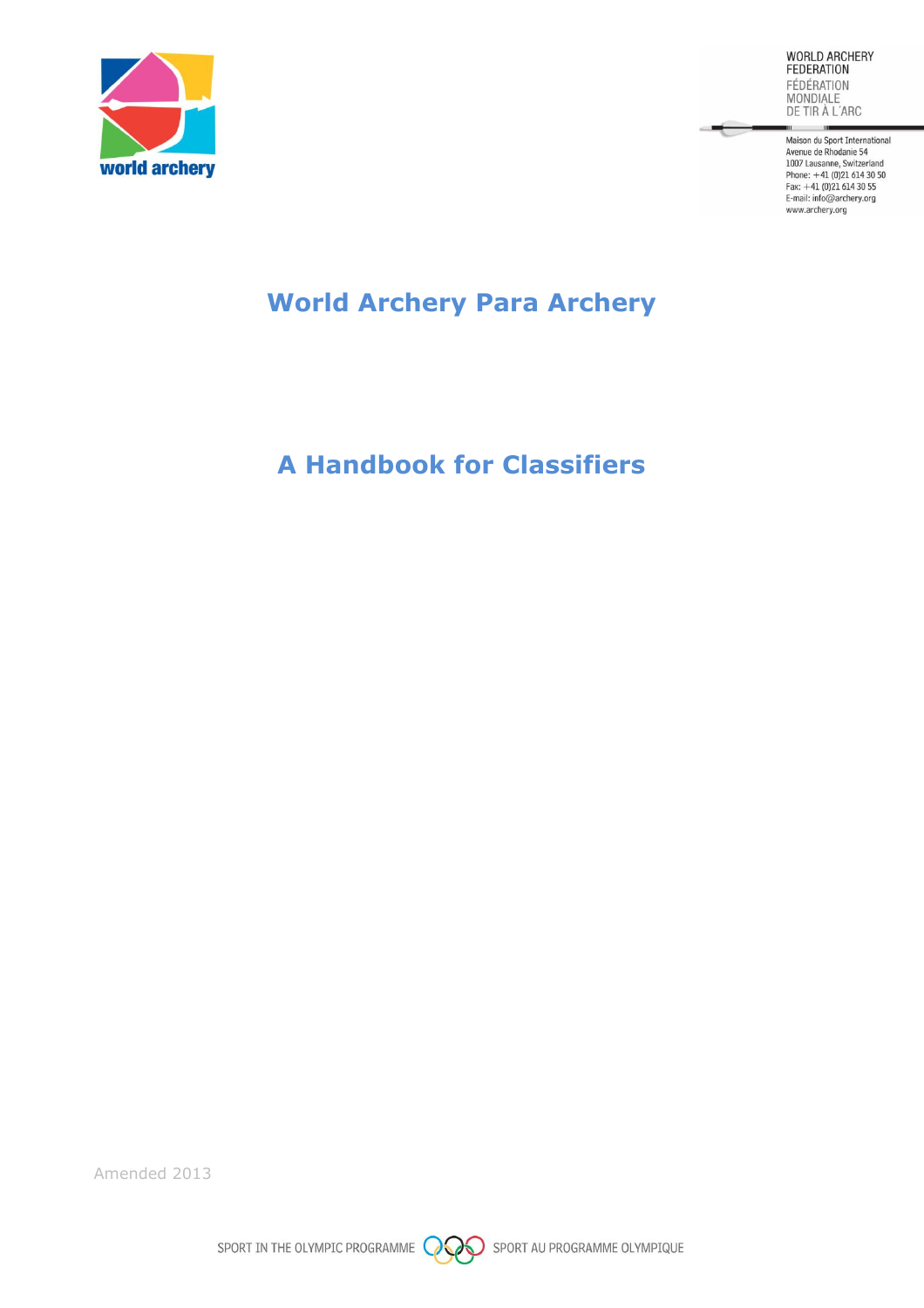world archery

WORLD ARCHERY FEDERATION
FÉDÉRATION MONDIALE DE TIR À L'ARC

Maison du Sport International
Avenue de Rhodanie 54
1007 Lausanne, Switzerland
Phone: +41 (0)21 614 30 50
Fax: +41 (0)21 614 30 55
E-mail: info@archery.org
www.archery.org

# World Archery Para Archery

# A Handbook for Classifiers

Amended 2013

SPORT IN THE OLYMPIC PROGRAMME SPORT AU PROGRAMME OLYMPIQUE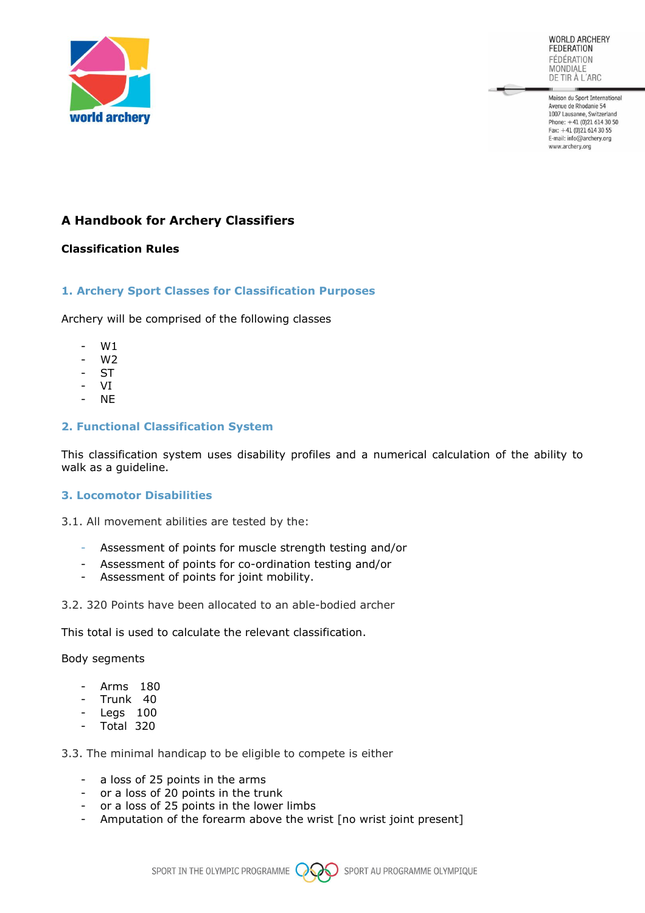# A Handbook for Archery Classifiers

## Classification Rules

### 1. Archery Sport Classes for Classification Purposes

Archery will be comprised of the following classes

- W1
- W2
- ST
- VI
- NE

### 2. Functional Classification System

This classification system uses disability profiles and a numerical calculation of the ability to walk as a guideline.

### 3. Locomotor Disabilities

3.1. All movement abilities are tested by the:

- Assessment of points for muscle strength testing and/or
- Assessment of points for co-ordination testing and/or
- Assessment of points for joint mobility.

3.2. 320 Points have been allocated to an able-bodied archer

This total is used to calculate the relevant classification.

Body segments

- Arms 180
- Trunk 40
- Legs 100
- Total 320

3.3. The minimal handicap to be eligible to compete is either

- a loss of 25 points in the arms
- or a loss of 20 points in the trunk
- or a loss of 25 points in the lower limbs
- Amputation of the forearm above the wrist [no wrist joint present]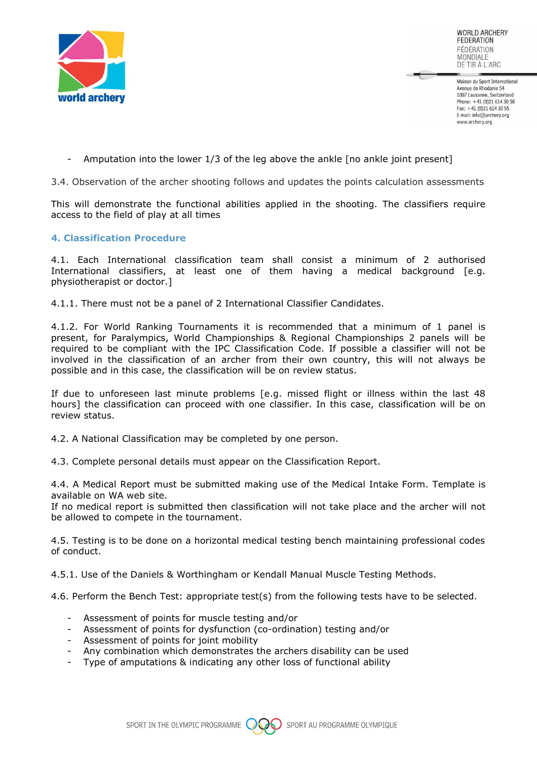- Amputation into the lower 1/3 of the leg above the ankle [no ankle joint present]

3.4. Observation of the archer shooting follows and updates the points calculation assessments

This will demonstrate the functional abilities applied in the shooting. The classifiers require access to the field of play at all times

## 4. Classification Procedure

4.1. Each International classification team shall consist a minimum of 2 authorised International classifiers, at least one of them having a medical background [e.g. physiotherapist or doctor.]

4.1.1. There must not be a panel of 2 International Classifier Candidates.

4.1.2. For World Ranking Tournaments it is recommended that a minimum of 1 panel is present, for Paralympics, World Championships & Regional Championships 2 panels will be required to be compliant with the IPC Classification Code. If possible a classifier will not be involved in the classification of an archer from their own country, this will not always be possible and in this case, the classification will be on review status.

If due to unforeseen last minute problems [e.g. missed flight or illness within the last 48 hours] the classification can proceed with one classifier. In this case, classification will be on review status.

4.2. A National Classification may be completed by one person.

4.3. Complete personal details must appear on the Classification Report.

4.4. A Medical Report must be submitted making use of the Medical Intake Form. Template is available on WA web site.
If no medical report is submitted then classification will not take place and the archer will not be allowed to compete in the tournament.

4.5. Testing is to be done on a horizontal medical testing bench maintaining professional codes of conduct.

4.5.1. Use of the Daniels & Worthingham or Kendall Manual Muscle Testing Methods.

4.6. Perform the Bench Test: appropriate test(s) from the following tests have to be selected.

- Assessment of points for muscle testing and/or
- Assessment of points for dysfunction (co-ordination) testing and/or
- Assessment of points for joint mobility
- Any combination which demonstrates the archers disability can be used
- Type of amputations & indicating any other loss of functional ability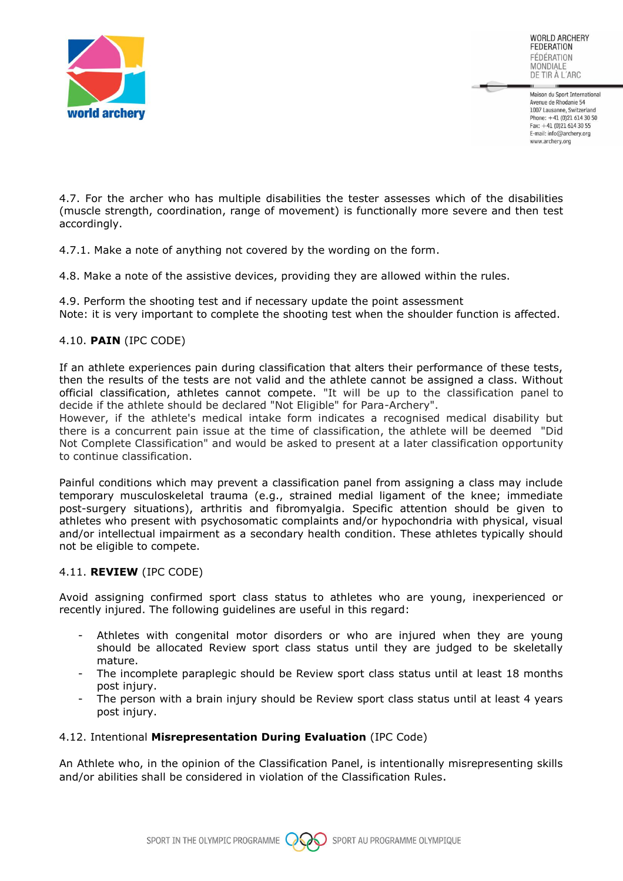4.7. For the archer who has multiple disabilities the tester assesses which of the disabilities (muscle strength, coordination, range of movement) is functionally more severe and then test accordingly.

4.7.1. Make a note of anything not covered by the wording on the form.

4.8. Make a note of the assistive devices, providing they are allowed within the rules.

4.9. Perform the shooting test and if necessary update the point assessment
Note: it is very important to complete the shooting test when the shoulder function is affected.

4.10. **PAIN** (IPC CODE)

If an athlete experiences pain during classification that alters their performance of these tests, then the results of the tests are not valid and the athlete cannot be assigned a class. Without official classification, athletes cannot compete. "It will be up to the classification panel to decide if the athlete should be declared "Not Eligible" for Para-Archery".
However, if the athlete's medical intake form indicates a recognised medical disability but there is a concurrent pain issue at the time of classification, the athlete will be deemed "Did Not Complete Classification" and would be asked to present at a later classification opportunity to continue classification.

Painful conditions which may prevent a classification panel from assigning a class may include temporary musculoskeletal trauma (e.g., strained medial ligament of the knee; immediate post-surgery situations), arthritis and fibromyalgia. Specific attention should be given to athletes who present with psychosomatic complaints and/or hypochondria with physical, visual and/or intellectual impairment as a secondary health condition. These athletes typically should not be eligible to compete.

4.11. **REVIEW** (IPC CODE)

Avoid assigning confirmed sport class status to athletes who are young, inexperienced or recently injured. The following guidelines are useful in this regard:

- Athletes with congenital motor disorders or who are injured when they are young should be allocated Review sport class status until they are judged to be skeletally mature.
- The incomplete paraplegic should be Review sport class status until at least 18 months post injury.
- The person with a brain injury should be Review sport class status until at least 4 years post injury.

4.12. Intentional **Misrepresentation During Evaluation** (IPC Code)

An Athlete who, in the opinion of the Classification Panel, is intentionally misrepresenting skills and/or abilities shall be considered in violation of the Classification Rules.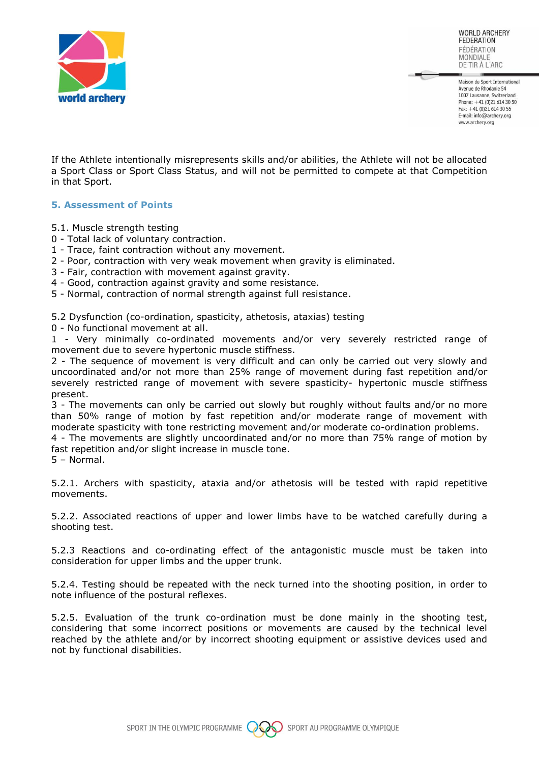If the Athlete intentionally misrepresents skills and/or abilities, the Athlete will not be allocated a Sport Class or Sport Class Status, and will not be permitted to compete at that Competition in that Sport.

## 5. Assessment of Points

5.1. Muscle strength testing
0 - Total lack of voluntary contraction.
1 - Trace, faint contraction without any movement.
2 - Poor, contraction with very weak movement when gravity is eliminated.
3 - Fair, contraction with movement against gravity.
4 - Good, contraction against gravity and some resistance.
5 - Normal, contraction of normal strength against full resistance.

5.2 Dysfunction (co-ordination, spasticity, athetosis, ataxias) testing
0 - No functional movement at all.
1 - Very minimally co-ordinated movements and/or very severely restricted range of movement due to severe hypertonic muscle stiffness.
2 - The sequence of movement is very difficult and can only be carried out very slowly and uncoordinated and/or not more than 25% range of movement during fast repetition and/or severely restricted range of movement with severe spasticity- hypertonic muscle stiffness present.
3 - The movements can only be carried out slowly but roughly without faults and/or no more than 50% range of motion by fast repetition and/or moderate range of movement with moderate spasticity with tone restricting movement and/or moderate co-ordination problems.
4 - The movements are slightly uncoordinated and/or no more than 75% range of motion by fast repetition and/or slight increase in muscle tone.
5 – Normal.

5.2.1. Archers with spasticity, ataxia and/or athetosis will be tested with rapid repetitive movements.

5.2.2. Associated reactions of upper and lower limbs have to be watched carefully during a shooting test.

5.2.3 Reactions and co-ordinating effect of the antagonistic muscle must be taken into consideration for upper limbs and the upper trunk.

5.2.4. Testing should be repeated with the neck turned into the shooting position, in order to note influence of the postural reflexes.

5.2.5. Evaluation of the trunk co-ordination must be done mainly in the shooting test, considering that some incorrect positions or movements are caused by the technical level reached by the athlete and/or by incorrect shooting equipment or assistive devices used and not by functional disabilities.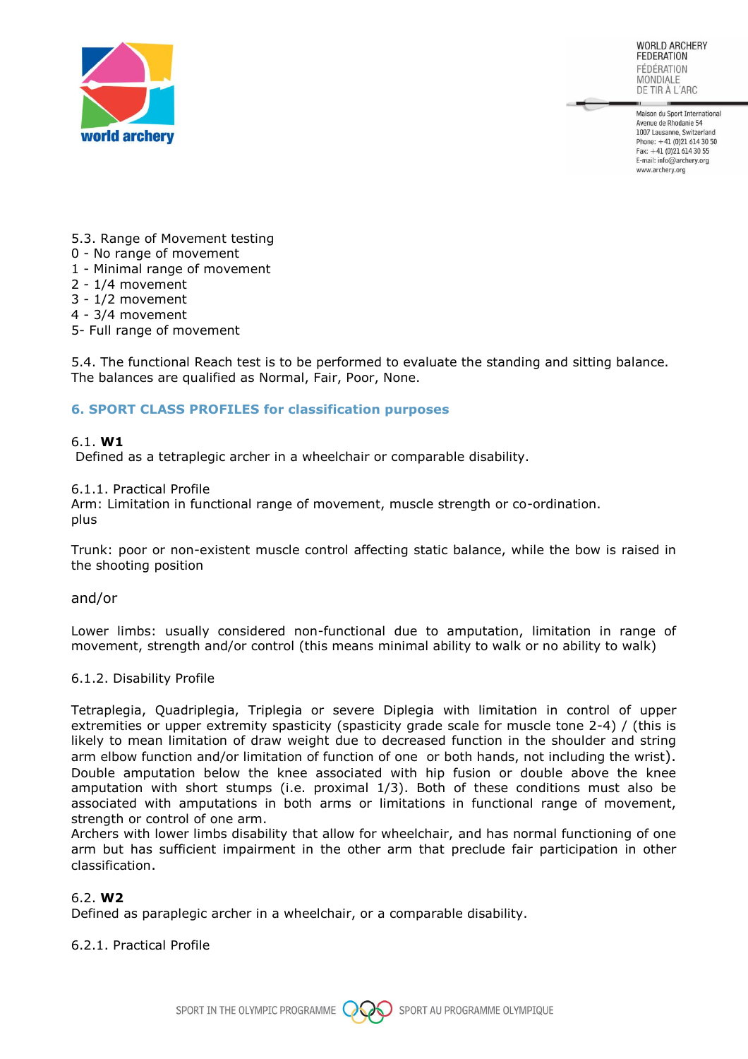5.3. Range of Movement testing
0 - No range of movement
1 - Minimal range of movement
2 - 1/4 movement
3 - 1/2 movement
4 - 3/4 movement
5- Full range of movement

5.4. The functional Reach test is to be performed to evaluate the standing and sitting balance. The balances are qualified as Normal, Fair, Poor, None.

## 6. SPORT CLASS PROFILES for classification purposes

### 6.1. **W1**

Defined as a tetraplegic archer in a wheelchair or comparable disability.

6.1.1. Practical Profile

Arm: Limitation in functional range of movement, muscle strength or co-ordination.
plus

Trunk: poor or non-existent muscle control affecting static balance, while the bow is raised in the shooting position

and/or

Lower limbs: usually considered non-functional due to amputation, limitation in range of movement, strength and/or control (this means minimal ability to walk or no ability to walk)

6.1.2. Disability Profile

Tetraplegia, Quadriplegia, Triplegia or severe Diplegia with limitation in control of upper extremities or upper extremity spasticity (spasticity grade scale for muscle tone 2-4) / (this is likely to mean limitation of draw weight due to decreased function in the shoulder and string arm elbow function and/or limitation of function of one or both hands, not including the wrist). Double amputation below the knee associated with hip fusion or double above the knee amputation with short stumps (i.e. proximal 1/3). Both of these conditions must also be associated with amputations in both arms or limitations in functional range of movement, strength or control of one arm.
Archers with lower limbs disability that allow for wheelchair, and has normal functioning of one arm but has sufficient impairment in the other arm that preclude fair participation in other classification.

### 6.2. **W2**

Defined as paraplegic archer in a wheelchair, or a comparable disability.

6.2.1. Practical Profile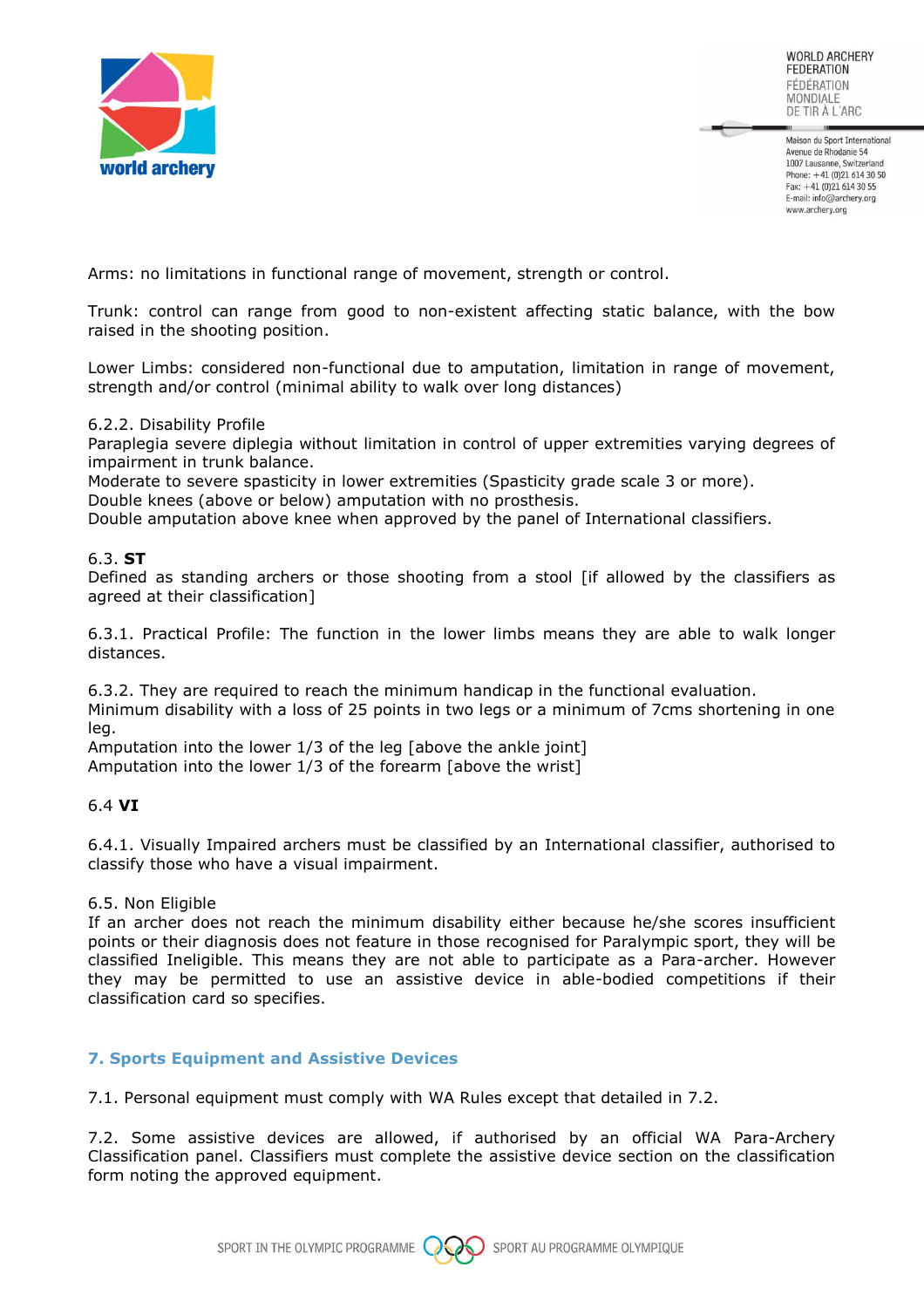Arms: no limitations in functional range of movement, strength or control.

Trunk: control can range from good to non-existent affecting static balance, with the bow raised in the shooting position.

Lower Limbs: considered non-functional due to amputation, limitation in range of movement, strength and/or control (minimal ability to walk over long distances)

6.2.2. Disability Profile
Paraplegia severe diplegia without limitation in control of upper extremities varying degrees of impairment in trunk balance.
Moderate to severe spasticity in lower extremities (Spasticity grade scale 3 or more).
Double knees (above or below) amputation with no prosthesis.
Double amputation above knee when approved by the panel of International classifiers.

6.3. **ST**
Defined as standing archers or those shooting from a stool [if allowed by the classifiers as agreed at their classification]

6.3.1. Practical Profile: The function in the lower limbs means they are able to walk longer distances.

6.3.2. They are required to reach the minimum handicap in the functional evaluation.
Minimum disability with a loss of 25 points in two legs or a minimum of 7cms shortening in one leg.
Amputation into the lower 1/3 of the leg [above the ankle joint]
Amputation into the lower 1/3 of the forearm [above the wrist]

6.4 **VI**

6.4.1. Visually Impaired archers must be classified by an International classifier, authorised to classify those who have a visual impairment.

6.5. Non Eligible
If an archer does not reach the minimum disability either because he/she scores insufficient points or their diagnosis does not feature in those recognised for Paralympic sport, they will be classified Ineligible. This means they are not able to participate as a Para-archer. However they may be permitted to use an assistive device in able-bodied competitions if their classification card so specifies.

## 7. Sports Equipment and Assistive Devices

7.1. Personal equipment must comply with WA Rules except that detailed in 7.2.

7.2. Some assistive devices are allowed, if authorised by an official WA Para-Archery Classification panel. Classifiers must complete the assistive device section on the classification form noting the approved equipment.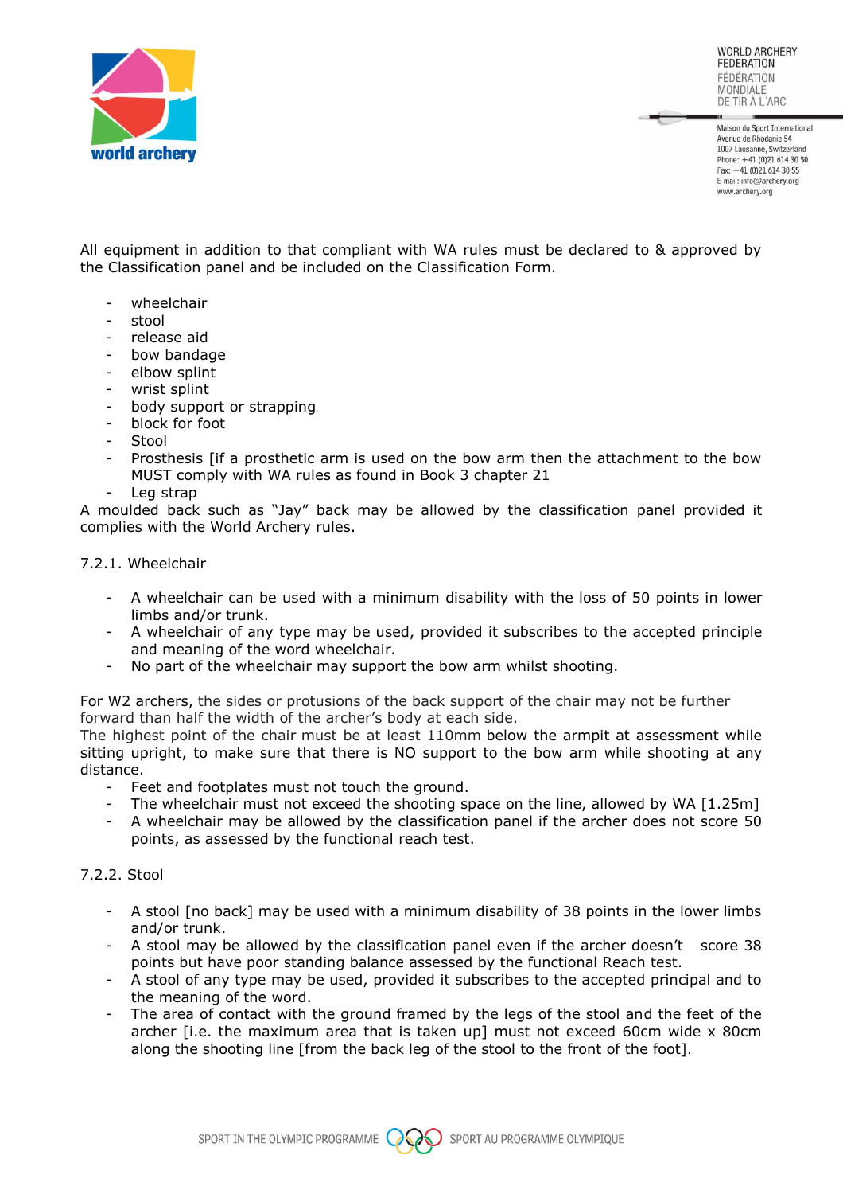All equipment in addition to that compliant with WA rules must be declared to & approved by the Classification panel and be included on the Classification Form.

- wheelchair
- stool
- release aid
- bow bandage
- elbow splint
- wrist splint
- body support or strapping
- block for foot
- Stool
- Prosthesis [if a prosthetic arm is used on the bow arm then the attachment to the bow MUST comply with WA rules as found in Book 3 chapter 21
- Leg strap

A moulded back such as "Jay" back may be allowed by the classification panel provided it complies with the World Archery rules.

7.2.1. Wheelchair

- A wheelchair can be used with a minimum disability with the loss of 50 points in lower limbs and/or trunk.
- A wheelchair of any type may be used, provided it subscribes to the accepted principle and meaning of the word wheelchair.
- No part of the wheelchair may support the bow arm whilst shooting.

For W2 archers, the sides or protusions of the back support of the chair may not be further forward than half the width of the archer's body at each side.
The highest point of the chair must be at least 110mm below the armpit at assessment while sitting upright, to make sure that there is NO support to the bow arm while shooting at any distance.

- Feet and footplates must not touch the ground.
- The wheelchair must not exceed the shooting space on the line, allowed by WA [1.25m]
- A wheelchair may be allowed by the classification panel if the archer does not score 50 points, as assessed by the functional reach test.

7.2.2. Stool

- A stool [no back] may be used with a minimum disability of 38 points in the lower limbs and/or trunk.
- A stool may be allowed by the classification panel even if the archer doesn't score 38 points but have poor standing balance assessed by the functional Reach test.
- A stool of any type may be used, provided it subscribes to the accepted principal and to the meaning of the word.
- The area of contact with the ground framed by the legs of the stool and the feet of the archer [i.e. the maximum area that is taken up] must not exceed 60cm wide x 80cm along the shooting line [from the back leg of the stool to the front of the foot].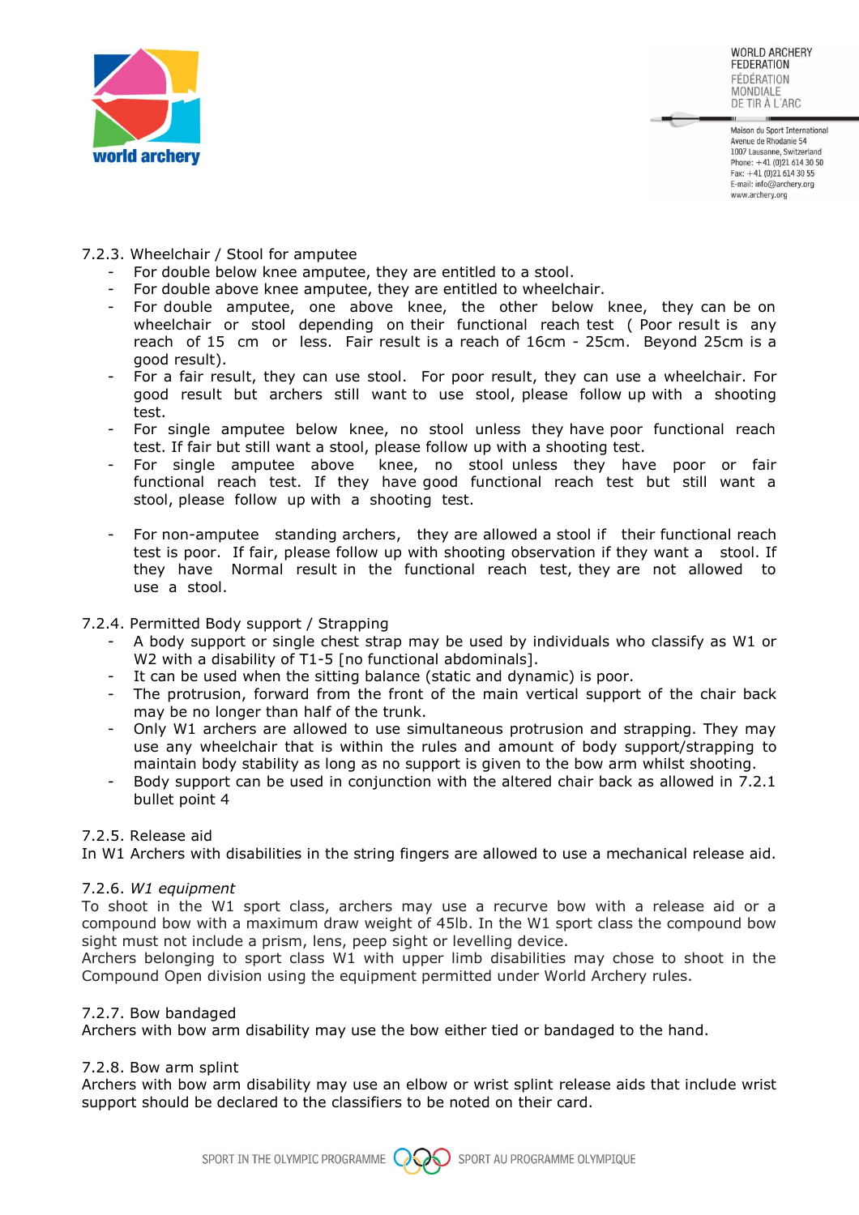7.2.3. Wheelchair / Stool for amputee

- For double below knee amputee, they are entitled to a stool.
- For double above knee amputee, they are entitled to wheelchair.
- For double amputee, one above knee, the other below knee, they can be on wheelchair or stool depending on their functional reach test ( Poor result is any reach of 15 cm or less. Fair result is a reach of 16cm - 25cm. Beyond 25cm is a good result).
- For a fair result, they can use stool. For poor result, they can use a wheelchair. For good result but archers still want to use stool, please follow up with a shooting test.
- For single amputee below knee, no stool unless they have poor functional reach test. If fair but still want a stool, please follow up with a shooting test.
- For single amputee above knee, no stool unless they have poor or fair functional reach test. If they have good functional reach test but still want a stool, please follow up with a shooting test.

- For non-amputee standing archers, they are allowed a stool if their functional reach test is poor. If fair, please follow up with shooting observation if they want a stool. If they have Normal result in the functional reach test, they are not allowed to use a stool.

7.2.4. Permitted Body support / Strapping

- A body support or single chest strap may be used by individuals who classify as W1 or W2 with a disability of T1-5 [no functional abdominals].
- It can be used when the sitting balance (static and dynamic) is poor.
- The protrusion, forward from the front of the main vertical support of the chair back may be no longer than half of the trunk.
- Only W1 archers are allowed to use simultaneous protrusion and strapping. They may use any wheelchair that is within the rules and amount of body support/strapping to maintain body stability as long as no support is given to the bow arm whilst shooting.
- Body support can be used in conjunction with the altered chair back as allowed in 7.2.1 bullet point 4

7.2.5. Release aid

In W1 Archers with disabilities in the string fingers are allowed to use a mechanical release aid.

7.2.6. *W1 equipment*

To shoot in the W1 sport class, archers may use a recurve bow with a release aid or a compound bow with a maximum draw weight of 45lb. In the W1 sport class the compound bow sight must not include a prism, lens, peep sight or levelling device.

Archers belonging to sport class W1 with upper limb disabilities may chose to shoot in the Compound Open division using the equipment permitted under World Archery rules.

7.2.7. Bow bandaged

Archers with bow arm disability may use the bow either tied or bandaged to the hand.

7.2.8. Bow arm splint

Archers with bow arm disability may use an elbow or wrist splint release aids that include wrist support should be declared to the classifiers to be noted on their card.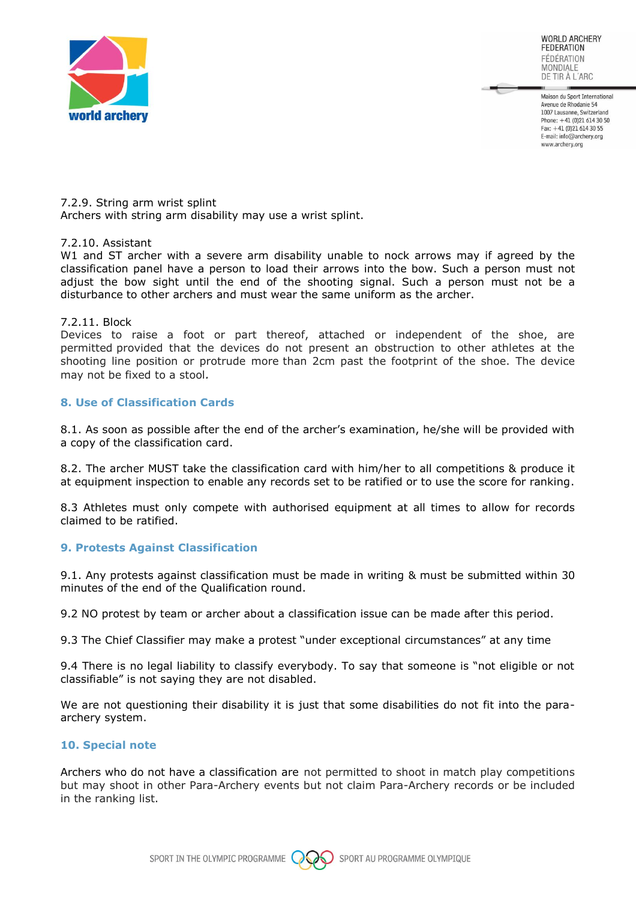7.2.9. String arm wrist splint
Archers with string arm disability may use a wrist splint.

7.2.10. Assistant
W1 and ST archer with a severe arm disability unable to nock arrows may if agreed by the classification panel have a person to load their arrows into the bow. Such a person must not adjust the bow sight until the end of the shooting signal. Such a person must not be a disturbance to other archers and must wear the same uniform as the archer.

7.2.11. Block
Devices to raise a foot or part thereof, attached or independent of the shoe, are permitted provided that the devices do not present an obstruction to other athletes at the shooting line position or protrude more than 2cm past the footprint of the shoe. The device may not be fixed to a stool.

## 8. Use of Classification Cards

8.1. As soon as possible after the end of the archer's examination, he/she will be provided with a copy of the classification card.

8.2. The archer MUST take the classification card with him/her to all competitions & produce it at equipment inspection to enable any records set to be ratified or to use the score for ranking.

8.3 Athletes must only compete with authorised equipment at all times to allow for records claimed to be ratified.

## 9. Protests Against Classification

9.1. Any protests against classification must be made in writing & must be submitted within 30 minutes of the end of the Qualification round.

9.2 NO protest by team or archer about a classification issue can be made after this period.

9.3 The Chief Classifier may make a protest "under exceptional circumstances" at any time

9.4 There is no legal liability to classify everybody. To say that someone is "not eligible or not classifiable" is not saying they are not disabled.

We are not questioning their disability it is just that some disabilities do not fit into the para-archery system.

## 10. Special note

Archers who do not have a classification are not permitted to shoot in match play competitions but may shoot in other Para-Archery events but not claim Para-Archery records or be included in the ranking list.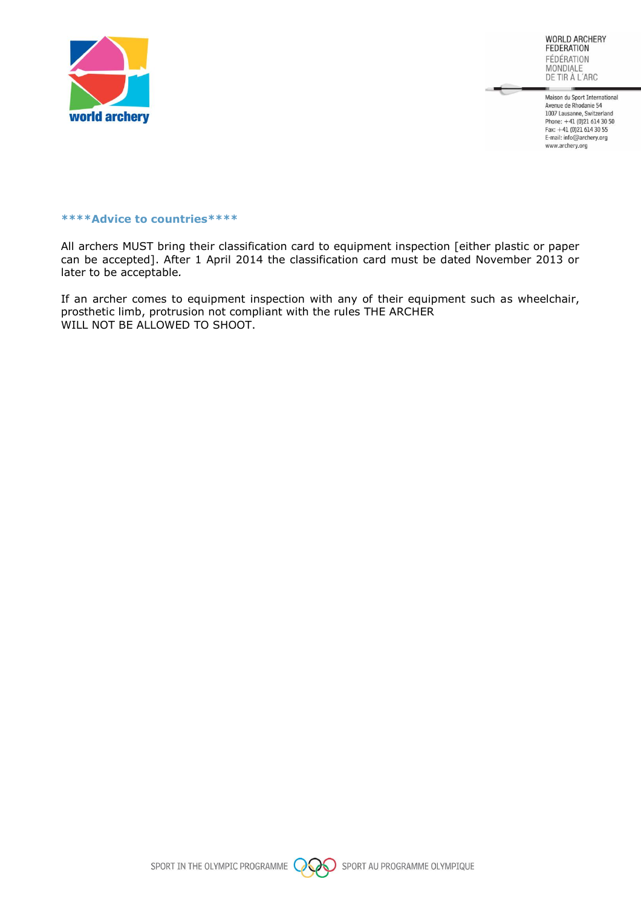****Advice to countries****

All archers MUST bring their classification card to equipment inspection [either plastic or paper can be accepted]. After 1 April 2014 the classification card must be dated November 2013 or later to be acceptable.

If an archer comes to equipment inspection with any of their equipment such as wheelchair, prosthetic limb, protrusion not compliant with the rules THE ARCHER WILL NOT BE ALLOWED TO SHOOT.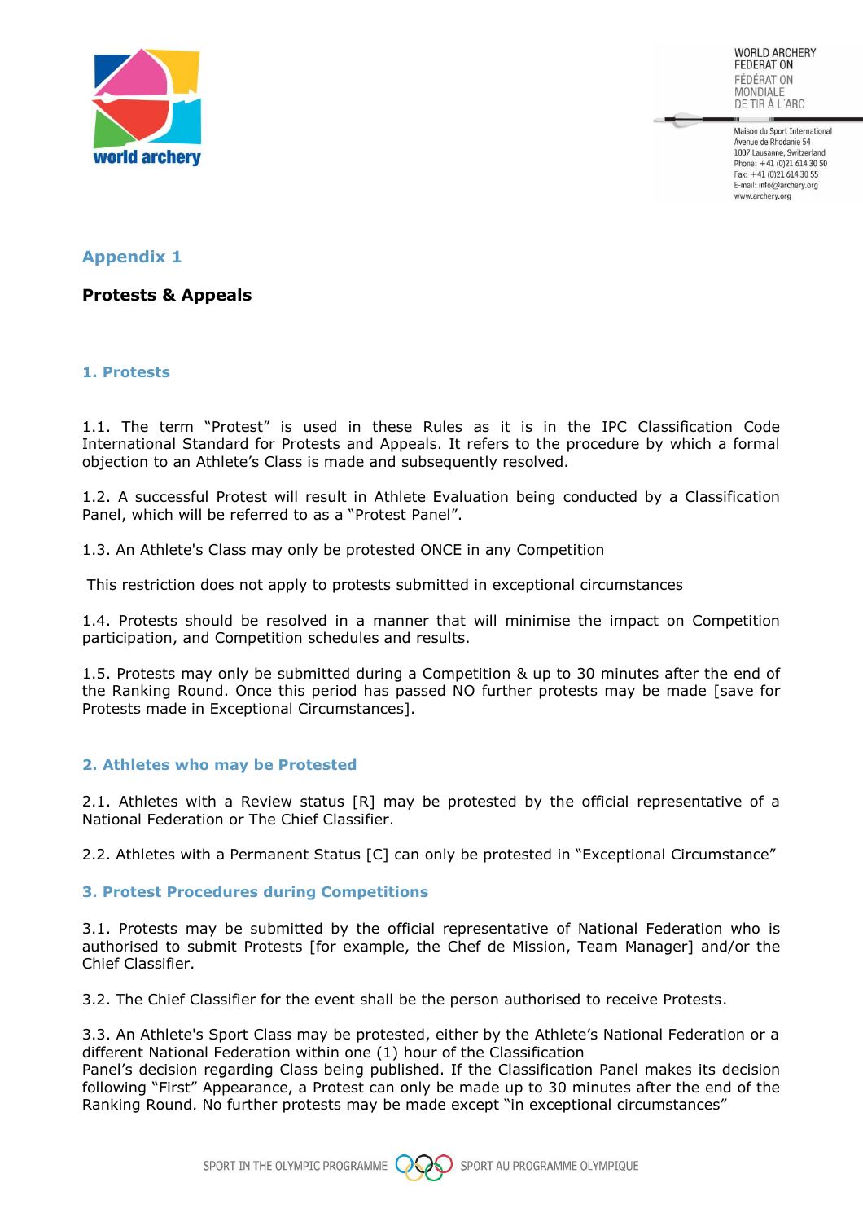## Appendix 1

**Protests & Appeals**

### 1. Protests

1.1. The term “Protest” is used in these Rules as it is in the IPC Classification Code International Standard for Protests and Appeals. It refers to the procedure by which a formal objection to an Athlete’s Class is made and subsequently resolved.

1.2. A successful Protest will result in Athlete Evaluation being conducted by a Classification Panel, which will be referred to as a “Protest Panel”.

1.3. An Athlete's Class may only be protested ONCE in any Competition

This restriction does not apply to protests submitted in exceptional circumstances

1.4. Protests should be resolved in a manner that will minimise the impact on Competition participation, and Competition schedules and results.

1.5. Protests may only be submitted during a Competition & up to 30 minutes after the end of the Ranking Round. Once this period has passed NO further protests may be made [save for Protests made in Exceptional Circumstances].

### 2. Athletes who may be Protested

2.1. Athletes with a Review status [R] may be protested by the official representative of a National Federation or The Chief Classifier.

2.2. Athletes with a Permanent Status [C] can only be protested in “Exceptional Circumstance”

### 3. Protest Procedures during Competitions

3.1. Protests may be submitted by the official representative of National Federation who is authorised to submit Protests [for example, the Chef de Mission, Team Manager] and/or the Chief Classifier.

3.2. The Chief Classifier for the event shall be the person authorised to receive Protests.

3.3. An Athlete's Sport Class may be protested, either by the Athlete’s National Federation or a different National Federation within one (1) hour of the Classification Panel’s decision regarding Class being published. If the Classification Panel makes its decision following “First” Appearance, a Protest can only be made up to 30 minutes after the end of the Ranking Round. No further protests may be made except “in exceptional circumstances”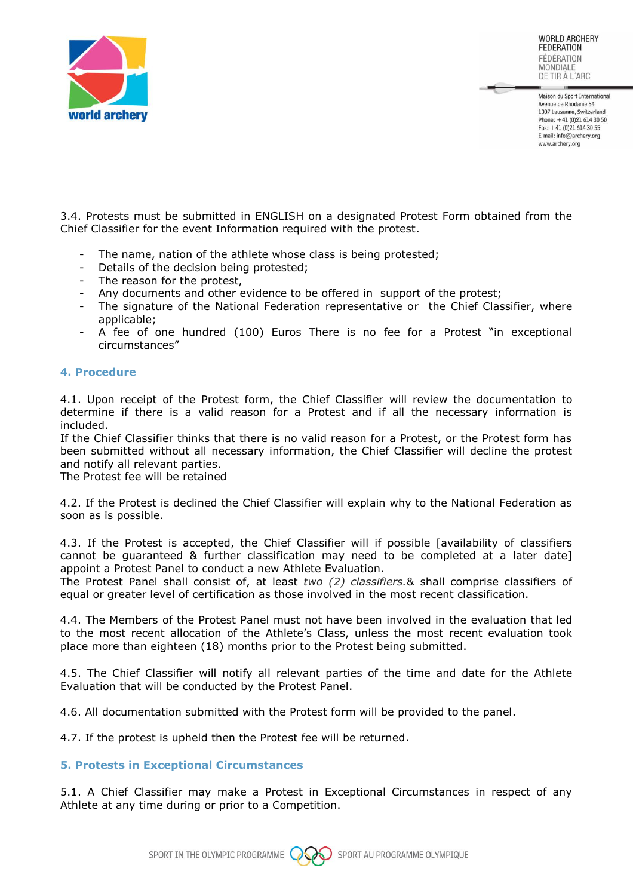3.4. Protests must be submitted in ENGLISH on a designated Protest Form obtained from the Chief Classifier for the event Information required with the protest.

- The name, nation of the athlete whose class is being protested;
- Details of the decision being protested;
- The reason for the protest,
- Any documents and other evidence to be offered in support of the protest;
- The signature of the National Federation representative or the Chief Classifier, where applicable;
- A fee of one hundred (100) Euros There is no fee for a Protest "in exceptional circumstances"

## 4. Procedure

4.1. Upon receipt of the Protest form, the Chief Classifier will review the documentation to determine if there is a valid reason for a Protest and if all the necessary information is included.
If the Chief Classifier thinks that there is no valid reason for a Protest, or the Protest form has been submitted without all necessary information, the Chief Classifier will decline the protest and notify all relevant parties.
The Protest fee will be retained

4.2. If the Protest is declined the Chief Classifier will explain why to the National Federation as soon as is possible.

4.3. If the Protest is accepted, the Chief Classifier will if possible [availability of classifiers cannot be guaranteed & further classification may need to be completed at a later date] appoint a Protest Panel to conduct a new Athlete Evaluation.
The Protest Panel shall consist of, at least *two (2) classifiers.*& shall comprise classifiers of equal or greater level of certification as those involved in the most recent classification.

4.4. The Members of the Protest Panel must not have been involved in the evaluation that led to the most recent allocation of the Athlete's Class, unless the most recent evaluation took place more than eighteen (18) months prior to the Protest being submitted.

4.5. The Chief Classifier will notify all relevant parties of the time and date for the Athlete Evaluation that will be conducted by the Protest Panel.

4.6. All documentation submitted with the Protest form will be provided to the panel.

4.7. If the protest is upheld then the Protest fee will be returned.

## 5. Protests in Exceptional Circumstances

5.1. A Chief Classifier may make a Protest in Exceptional Circumstances in respect of any Athlete at any time during or prior to a Competition.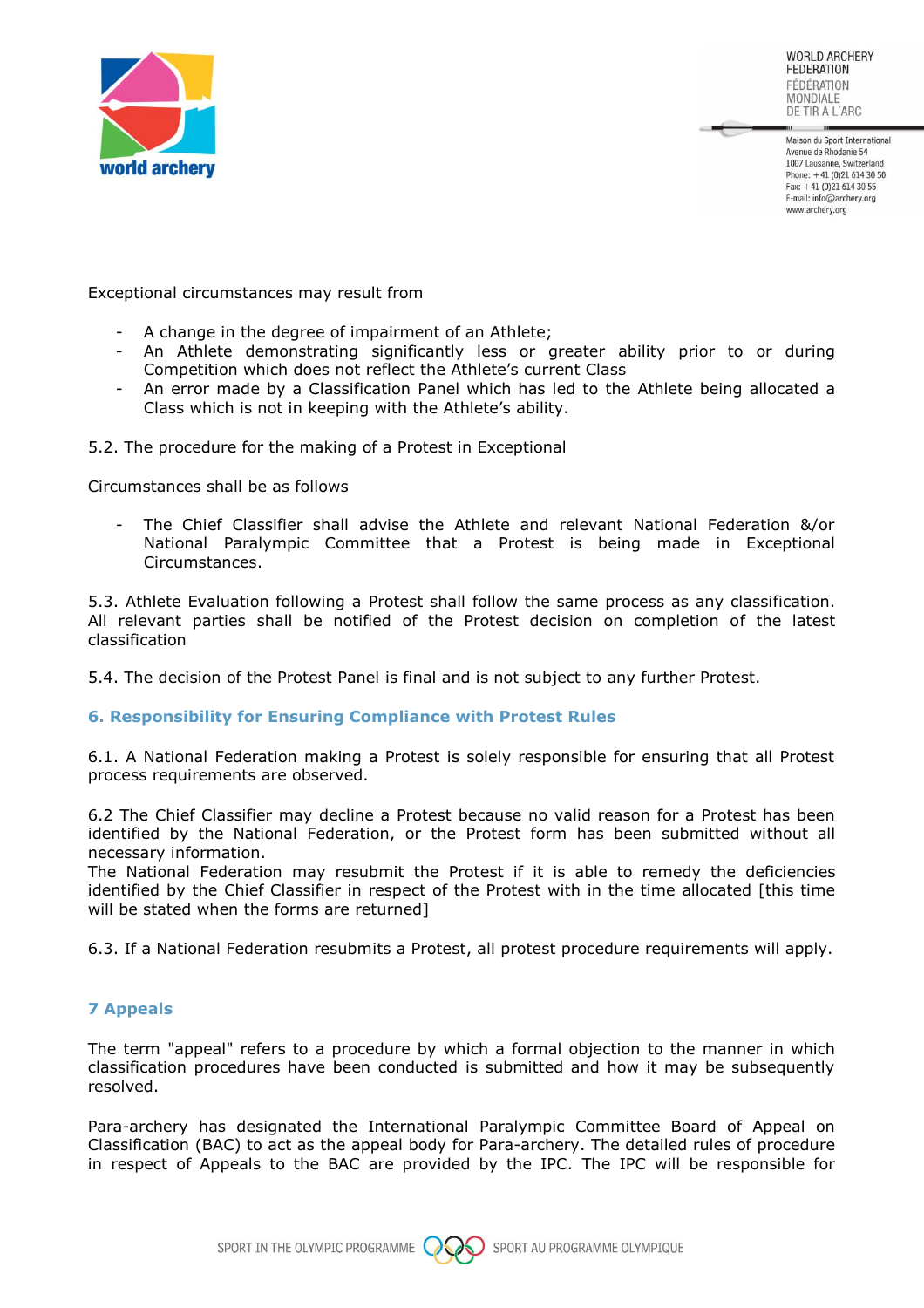Exceptional circumstances may result from

- A change in the degree of impairment of an Athlete;
- An Athlete demonstrating significantly less or greater ability prior to or during Competition which does not reflect the Athlete's current Class
- An error made by a Classification Panel which has led to the Athlete being allocated a Class which is not in keeping with the Athlete's ability.

5.2. The procedure for the making of a Protest in Exceptional

Circumstances shall be as follows

- The Chief Classifier shall advise the Athlete and relevant National Federation &/or National Paralympic Committee that a Protest is being made in Exceptional Circumstances.

5.3. Athlete Evaluation following a Protest shall follow the same process as any classification. All relevant parties shall be notified of the Protest decision on completion of the latest classification

5.4. The decision of the Protest Panel is final and is not subject to any further Protest.

## 6. Responsibility for Ensuring Compliance with Protest Rules

6.1. A National Federation making a Protest is solely responsible for ensuring that all Protest process requirements are observed.

6.2 The Chief Classifier may decline a Protest because no valid reason for a Protest has been identified by the National Federation, or the Protest form has been submitted without all necessary information.
The National Federation may resubmit the Protest if it is able to remedy the deficiencies identified by the Chief Classifier in respect of the Protest with in the time allocated [this time will be stated when the forms are returned]

6.3. If a National Federation resubmits a Protest, all protest procedure requirements will apply.

## 7 Appeals

The term "appeal" refers to a procedure by which a formal objection to the manner in which classification procedures have been conducted is submitted and how it may be subsequently resolved.

Para-archery has designated the International Paralympic Committee Board of Appeal on Classification (BAC) to act as the appeal body for Para-archery. The detailed rules of procedure in respect of Appeals to the BAC are provided by the IPC. The IPC will be responsible for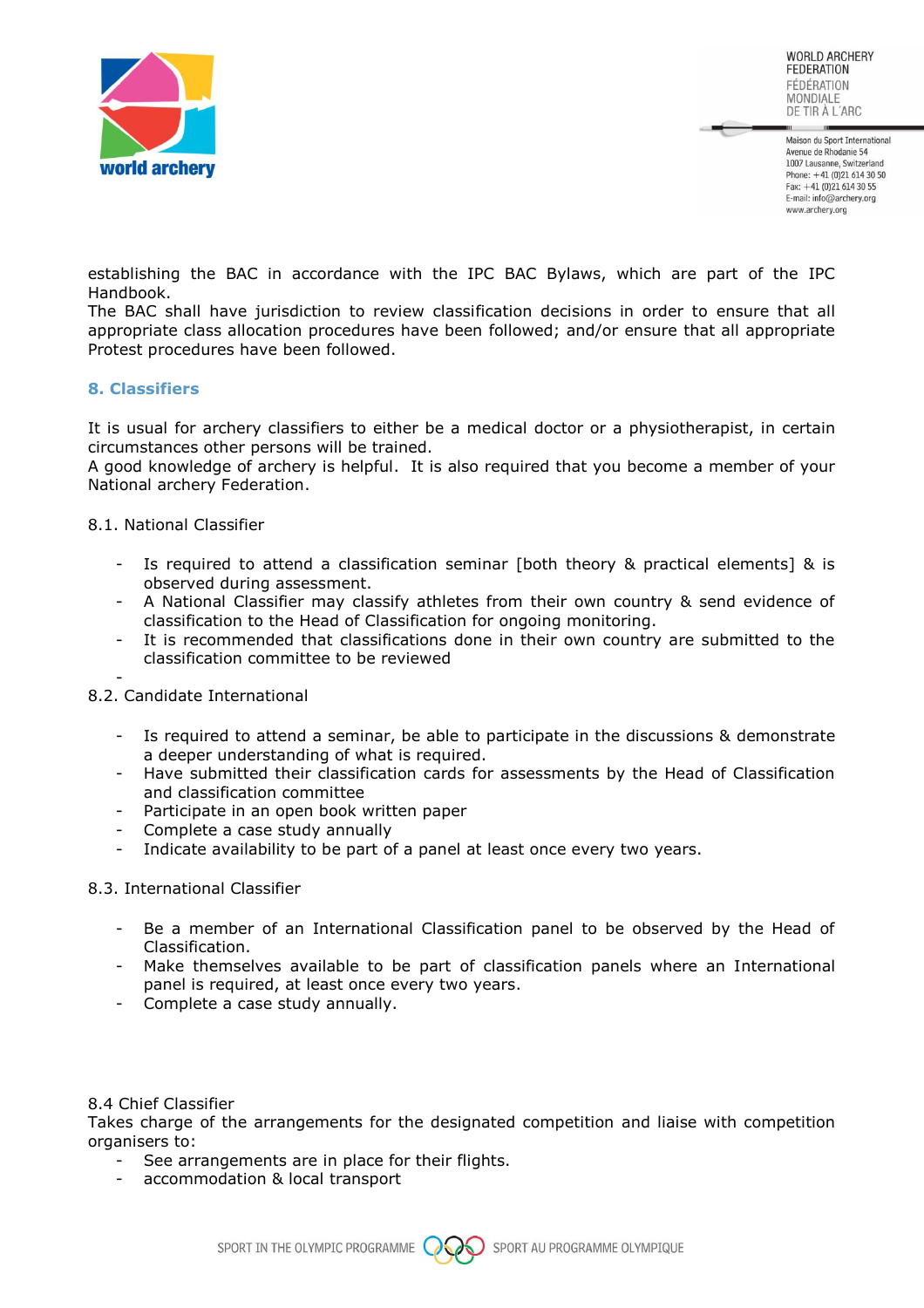establishing the BAC in accordance with the IPC BAC Bylaws, which are part of the IPC Handbook.
The BAC shall have jurisdiction to review classification decisions in order to ensure that all appropriate class allocation procedures have been followed; and/or ensure that all appropriate Protest procedures have been followed.

### 8. Classifiers

It is usual for archery classifiers to either be a medical doctor or a physiotherapist, in certain circumstances other persons will be trained.
A good knowledge of archery is helpful. It is also required that you become a member of your National archery Federation.

8.1. National Classifier

- Is required to attend a classification seminar [both theory & practical elements] & is observed during assessment.
- A National Classifier may classify athletes from their own country & send evidence of classification to the Head of Classification for ongoing monitoring.
- It is recommended that classifications done in their own country are submitted to the classification committee to be reviewed
-

8.2. Candidate International

- Is required to attend a seminar, be able to participate in the discussions & demonstrate a deeper understanding of what is required.
- Have submitted their classification cards for assessments by the Head of Classification and classification committee
- Participate in an open book written paper
- Complete a case study annually
- Indicate availability to be part of a panel at least once every two years.

8.3. International Classifier

- Be a member of an International Classification panel to be observed by the Head of Classification.
- Make themselves available to be part of classification panels where an International panel is required, at least once every two years.
- Complete a case study annually.

8.4 Chief Classifier
Takes charge of the arrangements for the designated competition and liaise with competition organisers to:
- See arrangements are in place for their flights.
- accommodation & local transport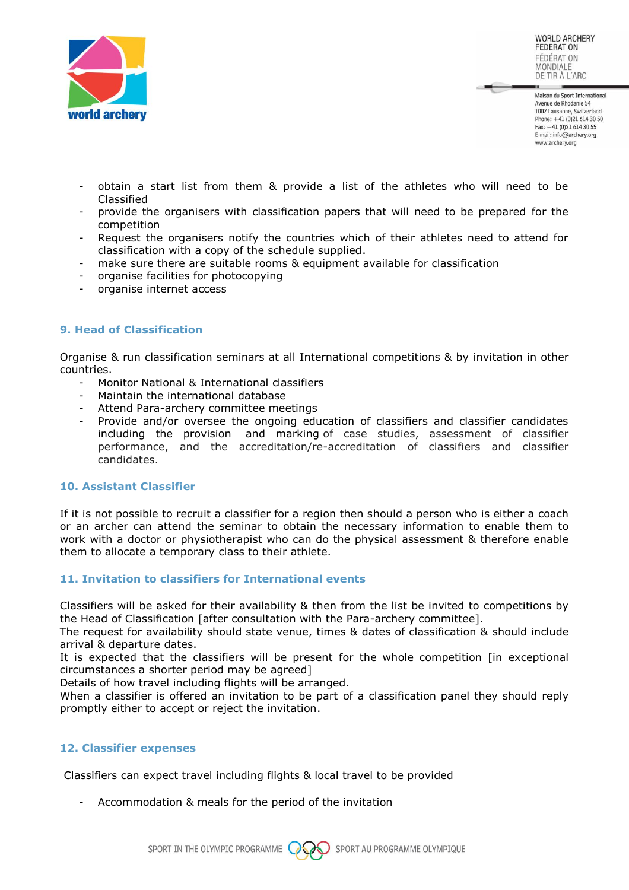- obtain a start list from them & provide a list of the athletes who will need to be Classified
- provide the organisers with classification papers that will need to be prepared for the competition
- Request the organisers notify the countries which of their athletes need to attend for classification with a copy of the schedule supplied.
- make sure there are suitable rooms & equipment available for classification
- organise facilities for photocopying
- organise internet access

## 9. Head of Classification

Organise & run classification seminars at all International competitions & by invitation in other countries.

- Monitor National & International classifiers
- Maintain the international database
- Attend Para-archery committee meetings
- Provide and/or oversee the ongoing education of classifiers and classifier candidates including the provision and marking of case studies, assessment of classifier performance, and the accreditation/re-accreditation of classifiers and classifier candidates.

## 10. Assistant Classifier

If it is not possible to recruit a classifier for a region then should a person who is either a coach or an archer can attend the seminar to obtain the necessary information to enable them to work with a doctor or physiotherapist who can do the physical assessment & therefore enable them to allocate a temporary class to their athlete.

## 11. Invitation to classifiers for International events

Classifiers will be asked for their availability & then from the list be invited to competitions by the Head of Classification [after consultation with the Para-archery committee].
The request for availability should state venue, times & dates of classification & should include arrival & departure dates.
It is expected that the classifiers will be present for the whole competition [in exceptional circumstances a shorter period may be agreed]
Details of how travel including flights will be arranged.
When a classifier is offered an invitation to be part of a classification panel they should reply promptly either to accept or reject the invitation.

## 12. Classifier expenses

Classifiers can expect travel including flights & local travel to be provided

- Accommodation & meals for the period of the invitation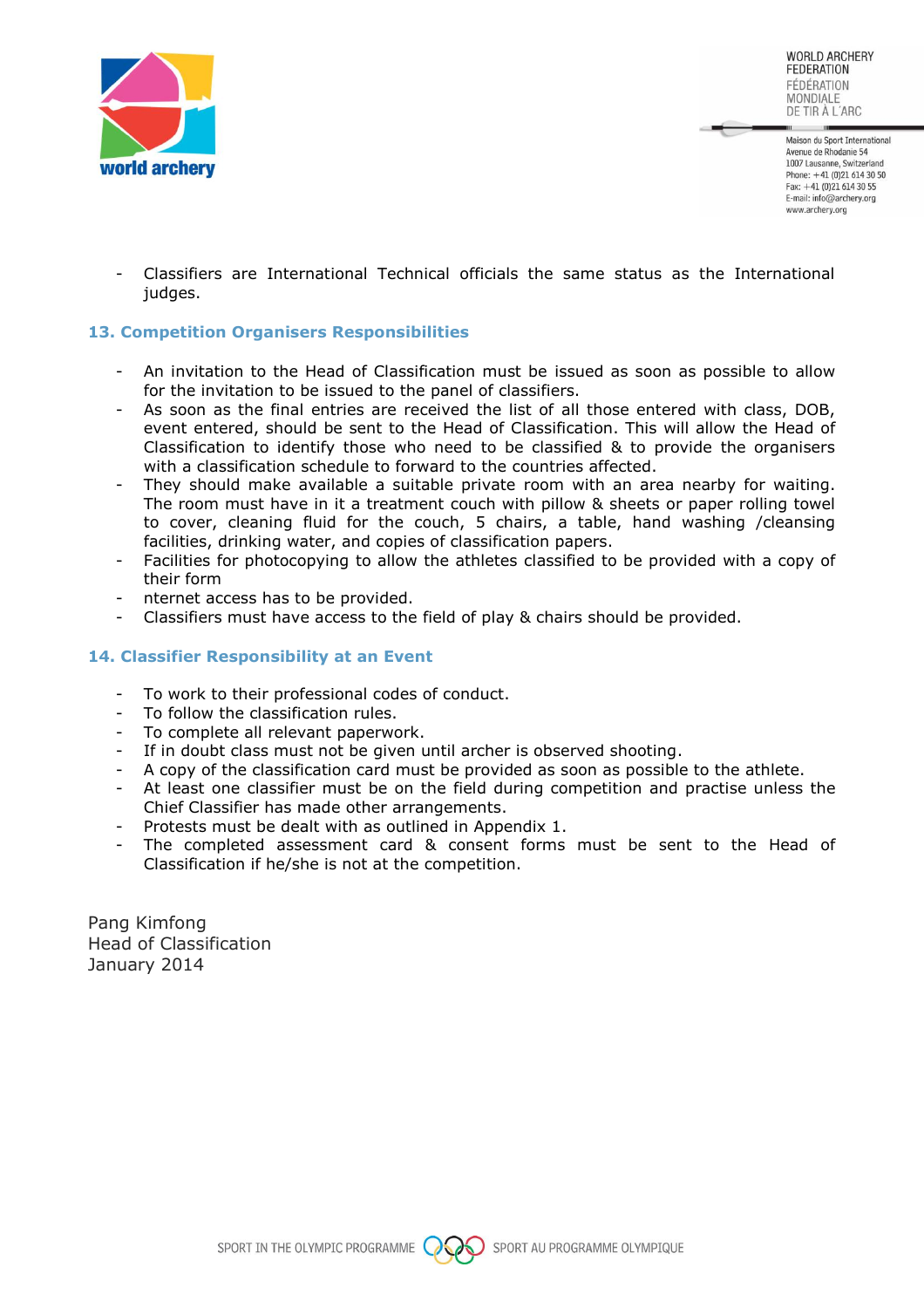- Classifiers are International Technical officials the same status as the International judges.

### 13. Competition Organisers Responsibilities

- An invitation to the Head of Classification must be issued as soon as possible to allow for the invitation to be issued to the panel of classifiers.
- As soon as the final entries are received the list of all those entered with class, DOB, event entered, should be sent to the Head of Classification. This will allow the Head of Classification to identify those who need to be classified & to provide the organisers with a classification schedule to forward to the countries affected.
- They should make available a suitable private room with an area nearby for waiting. The room must have in it a treatment couch with pillow & sheets or paper rolling towel to cover, cleaning fluid for the couch, 5 chairs, a table, hand washing /cleansing facilities, drinking water, and copies of classification papers.
- Facilities for photocopying to allow the athletes classified to be provided with a copy of their form
- nternet access has to be provided.
- Classifiers must have access to the field of play & chairs should be provided.

### 14. Classifier Responsibility at an Event

- To work to their professional codes of conduct.
- To follow the classification rules.
- To complete all relevant paperwork.
- If in doubt class must not be given until archer is observed shooting.
- A copy of the classification card must be provided as soon as possible to the athlete.
- At least one classifier must be on the field during competition and practise unless the Chief Classifier has made other arrangements.
- Protests must be dealt with as outlined in Appendix 1.
- The completed assessment card & consent forms must be sent to the Head of Classification if he/she is not at the competition.

Pang Kimfong
Head of Classification
January 2014